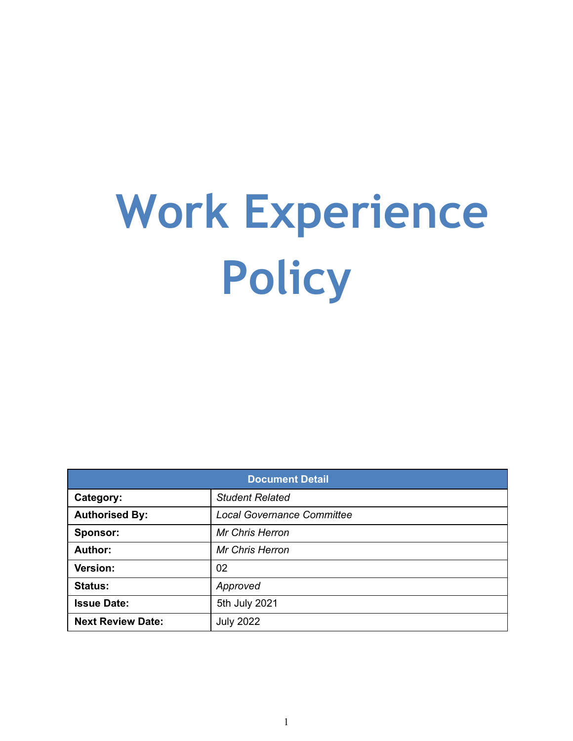# Work Experience Policy

| Document Detail | |
|---|---|
| **Category:** | *Student Related* |
| **Authorised By:** | *Local Governance Committee* |
| **Sponsor:** | *Mr Chris Herron* |
| **Author:** | *Mr Chris Herron* |
| **Version:** | 02 |
| **Status:** | *Approved* |
| **Issue Date:** | 5th July 2021 |
| **Next Review Date:** | July 2022 |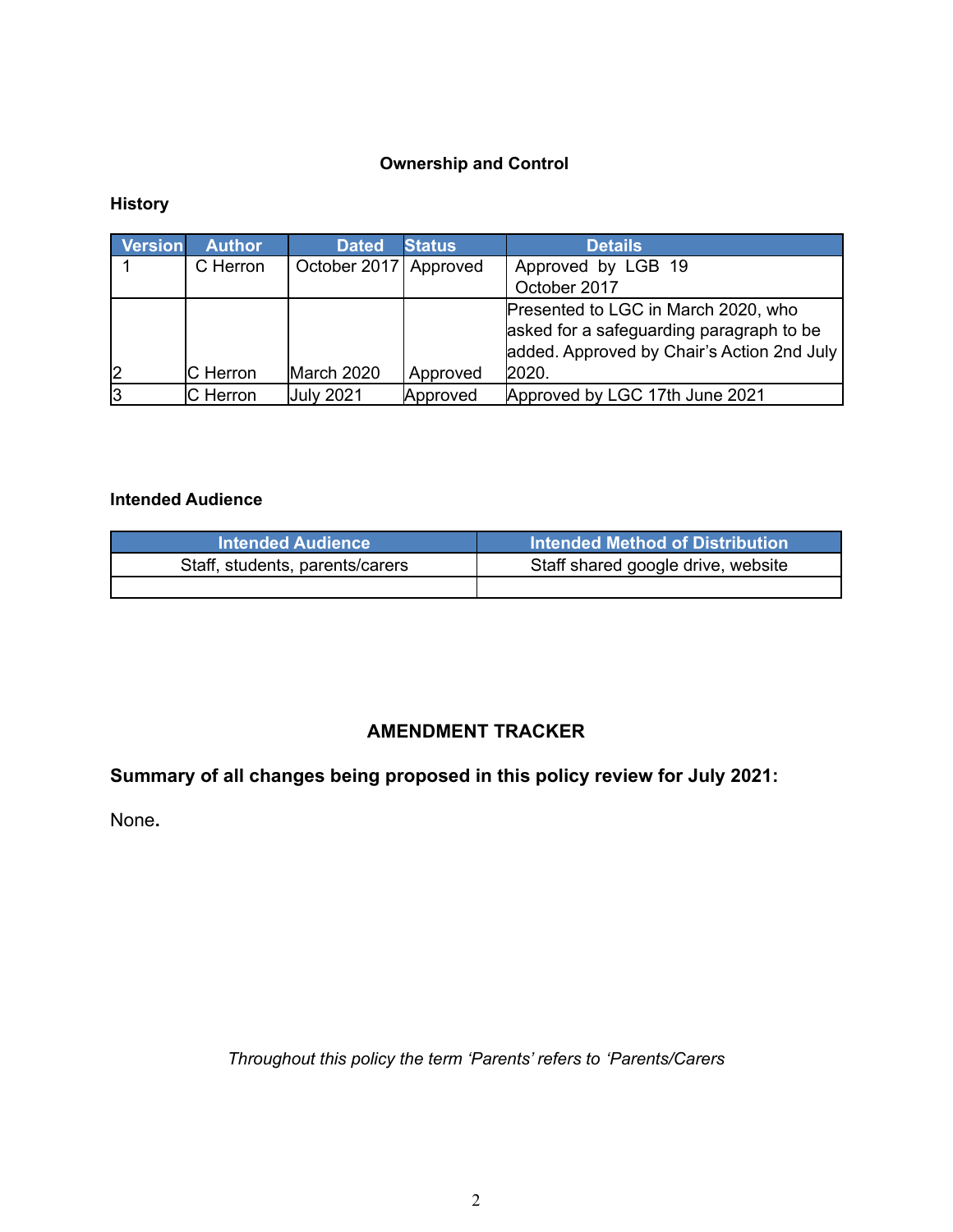## Ownership and Control

### History

| Version | Author | Dated | Status | Details |
|---|---|---|---|---|
| 1 | C Herron | October 2017 | Approved | Approved by LGB 19 October 2017 |
| 2 | C Herron | March 2020 | Approved | Presented to LGC in March 2020, who asked for a safeguarding paragraph to be added. Approved by Chair's Action 2nd July 2020. |
| 3 | C Herron | July 2021 | Approved | Approved by LGC 17th June 2021 |

### Intended Audience

| Intended Audience | Intended Method of Distribution |
|---|---|
| Staff, students, parents/carers | Staff shared google drive, website |
| | |

## AMENDMENT TRACKER

**Summary of all changes being proposed in this policy review for July 2021:**

None**.**

*Throughout this policy the term 'Parents' refers to 'Parents/Carers*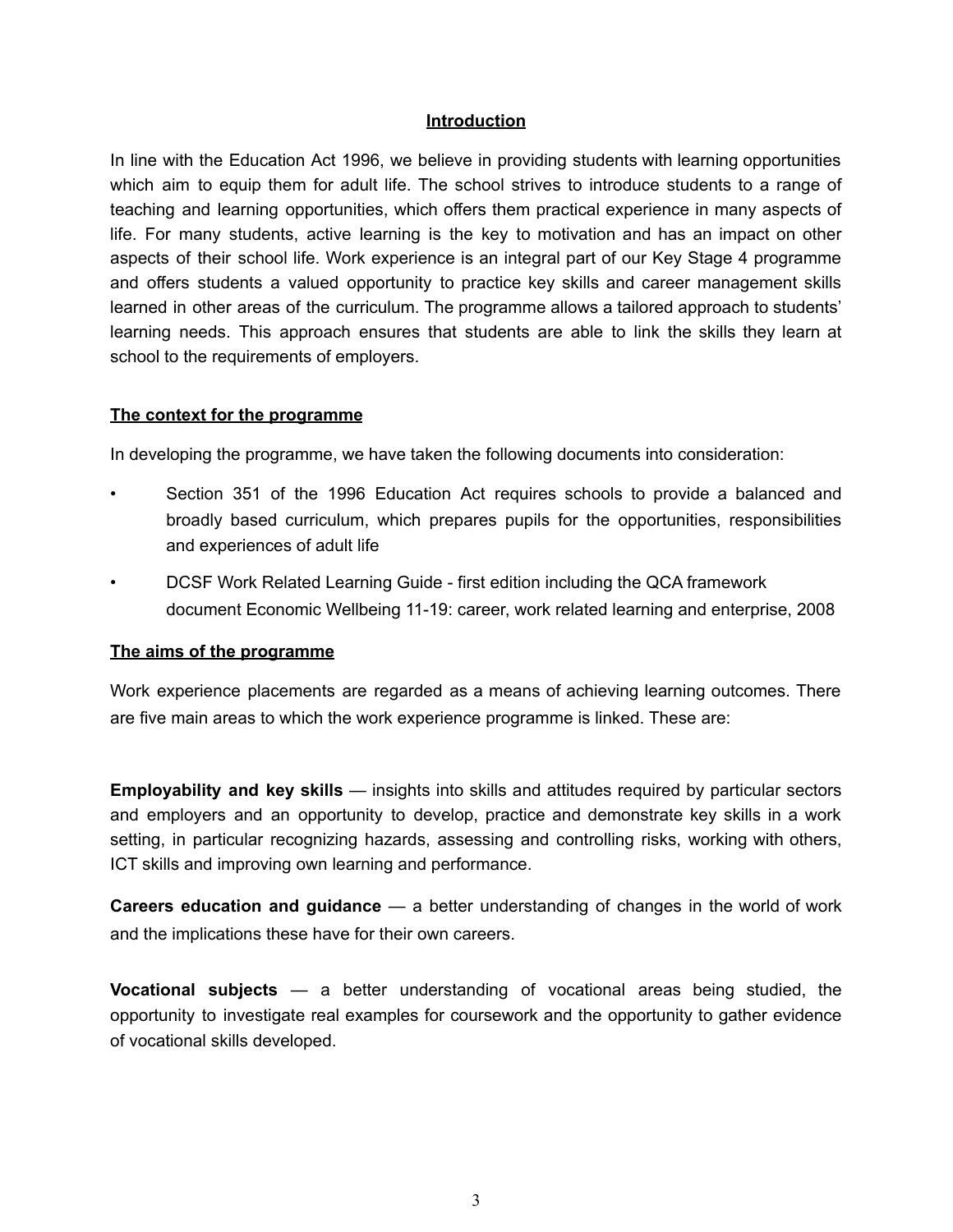## Introduction

In line with the Education Act 1996, we believe in providing students with learning opportunities which aim to equip them for adult life. The school strives to introduce students to a range of teaching and learning opportunities, which offers them practical experience in many aspects of life. For many students, active learning is the key to motivation and has an impact on other aspects of their school life. Work experience is an integral part of our Key Stage 4 programme and offers students a valued opportunity to practice key skills and career management skills learned in other areas of the curriculum. The programme allows a tailored approach to students' learning needs. This approach ensures that students are able to link the skills they learn at school to the requirements of employers.

### The context for the programme

In developing the programme, we have taken the following documents into consideration:

- Section 351 of the 1996 Education Act requires schools to provide a balanced and broadly based curriculum, which prepares pupils for the opportunities, responsibilities and experiences of adult life
- DCSF Work Related Learning Guide - first edition including the QCA framework document Economic Wellbeing 11-19: career, work related learning and enterprise, 2008

### The aims of the programme

Work experience placements are regarded as a means of achieving learning outcomes. There are five main areas to which the work experience programme is linked. These are:

**Employability and key skills** — insights into skills and attitudes required by particular sectors and employers and an opportunity to develop, practice and demonstrate key skills in a work setting, in particular recognizing hazards, assessing and controlling risks, working with others, ICT skills and improving own learning and performance.

**Careers education and guidance** — a better understanding of changes in the world of work and the implications these have for their own careers.

**Vocational subjects** — a better understanding of vocational areas being studied, the opportunity to investigate real examples for coursework and the opportunity to gather evidence of vocational skills developed.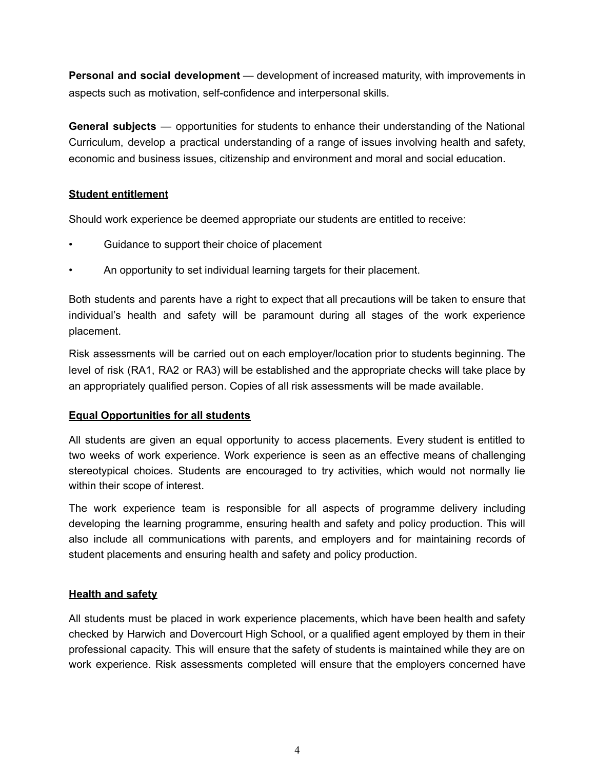**Personal and social development** — development of increased maturity, with improvements in aspects such as motivation, self-confidence and interpersonal skills.

**General subjects** — opportunities for students to enhance their understanding of the National Curriculum, develop a practical understanding of a range of issues involving health and safety, economic and business issues, citizenship and environment and moral and social education.

## Student entitlement

Should work experience be deemed appropriate our students are entitled to receive:

- Guidance to support their choice of placement
- An opportunity to set individual learning targets for their placement.

Both students and parents have a right to expect that all precautions will be taken to ensure that individual's health and safety will be paramount during all stages of the work experience placement.

Risk assessments will be carried out on each employer/location prior to students beginning. The level of risk (RA1, RA2 or RA3) will be established and the appropriate checks will take place by an appropriately qualified person. Copies of all risk assessments will be made available.

## Equal Opportunities for all students

All students are given an equal opportunity to access placements. Every student is entitled to two weeks of work experience. Work experience is seen as an effective means of challenging stereotypical choices. Students are encouraged to try activities, which would not normally lie within their scope of interest.

The work experience team is responsible for all aspects of programme delivery including developing the learning programme, ensuring health and safety and policy production. This will also include all communications with parents, and employers and for maintaining records of student placements and ensuring health and safety and policy production.

## Health and safety

All students must be placed in work experience placements, which have been health and safety checked by Harwich and Dovercourt High School, or a qualified agent employed by them in their professional capacity. This will ensure that the safety of students is maintained while they are on work experience. Risk assessments completed will ensure that the employers concerned have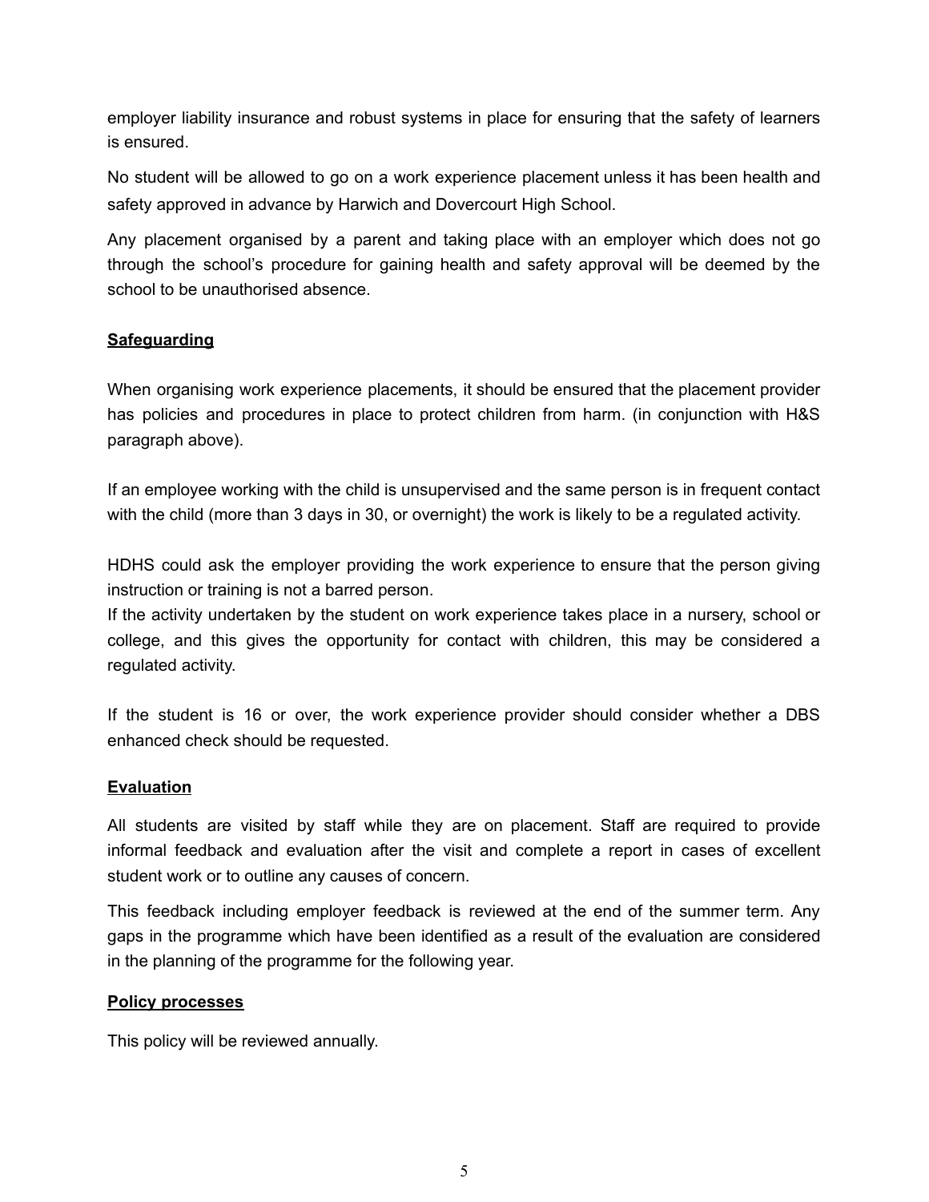employer liability insurance and robust systems in place for ensuring that the safety of learners is ensured.

No student will be allowed to go on a work experience placement unless it has been health and safety approved in advance by Harwich and Dovercourt High School.

Any placement organised by a parent and taking place with an employer which does not go through the school's procedure for gaining health and safety approval will be deemed by the school to be unauthorised absence.

**Safeguarding**

When organising work experience placements, it should be ensured that the placement provider has policies and procedures in place to protect children from harm. (in conjunction with H&S paragraph above).

If an employee working with the child is unsupervised and the same person is in frequent contact with the child (more than 3 days in 30, or overnight) the work is likely to be a regulated activity.

HDHS could ask the employer providing the work experience to ensure that the person giving instruction or training is not a barred person.
If the activity undertaken by the student on work experience takes place in a nursery, school or college, and this gives the opportunity for contact with children, this may be considered a regulated activity.

If the student is 16 or over, the work experience provider should consider whether a DBS enhanced check should be requested.

**Evaluation**

All students are visited by staff while they are on placement. Staff are required to provide informal feedback and evaluation after the visit and complete a report in cases of excellent student work or to outline any causes of concern.

This feedback including employer feedback is reviewed at the end of the summer term. Any gaps in the programme which have been identified as a result of the evaluation are considered in the planning of the programme for the following year.

**Policy processes**

This policy will be reviewed annually.